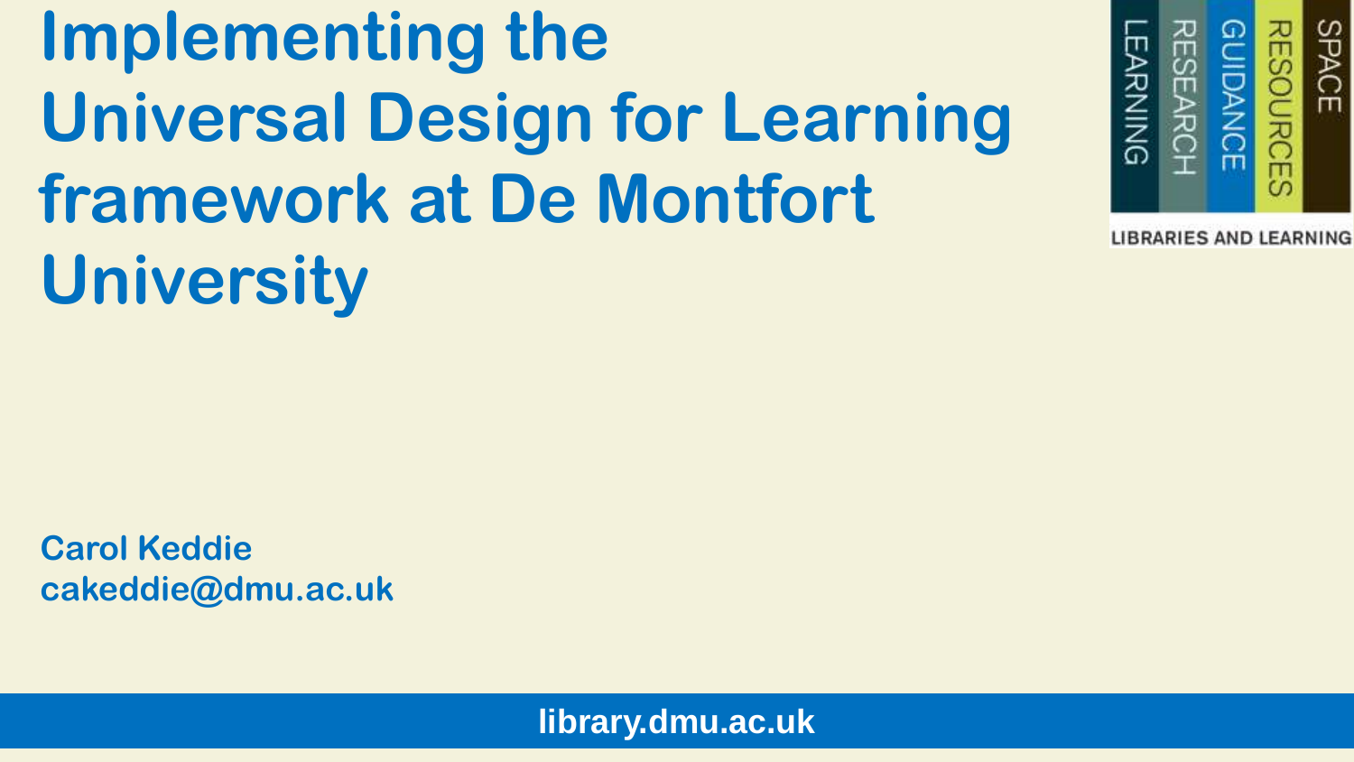# Implementing the Universal Design for Learning framework at De Montfort University

SPACE RESOURCES GUIDANCE RESEARCH LEARNING

LIBRARIES AND LEARNING

**Carol Keddie**
**cakeddie@dmu.ac.uk**

library.dmu.ac.uk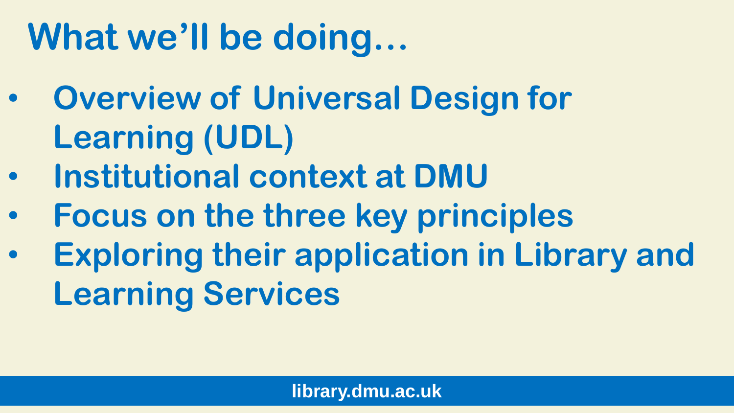# What we'll be doing…

- Overview of Universal Design for Learning (UDL)
- Institutional context at DMU
- Focus on the three key principles
- Exploring their application in Library and Learning Services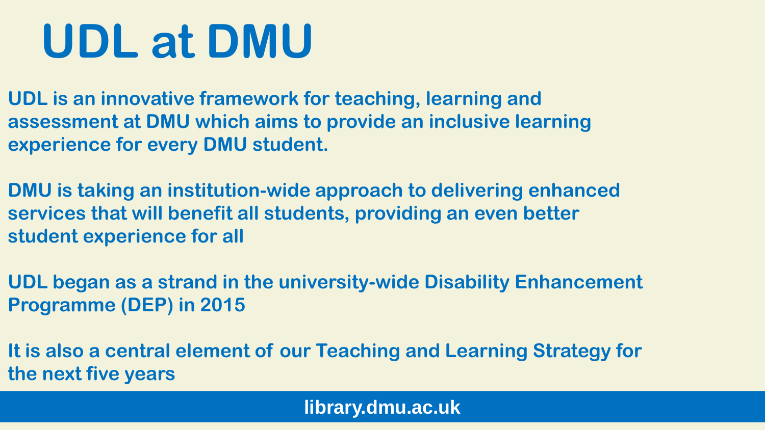# UDL at DMU

**UDL is an innovative framework for teaching, learning and assessment at DMU which aims to provide an inclusive learning experience for every DMU student.**

**DMU is taking an institution-wide approach to delivering enhanced services that will benefit all students, providing an even better student experience for all**

**UDL began as a strand in the university-wide Disability Enhancement Programme (DEP) in 2015**

**It is also a central element of our Teaching and Learning Strategy for the next five years**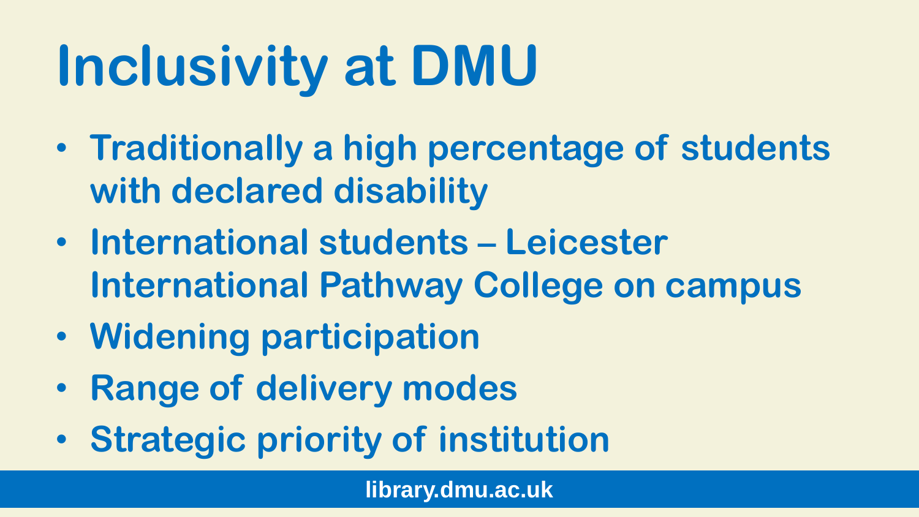# Inclusivity at DMU

- Traditionally a high percentage of students with declared disability
- International students – Leicester International Pathway College on campus
- Widening participation
- Range of delivery modes
- Strategic priority of institution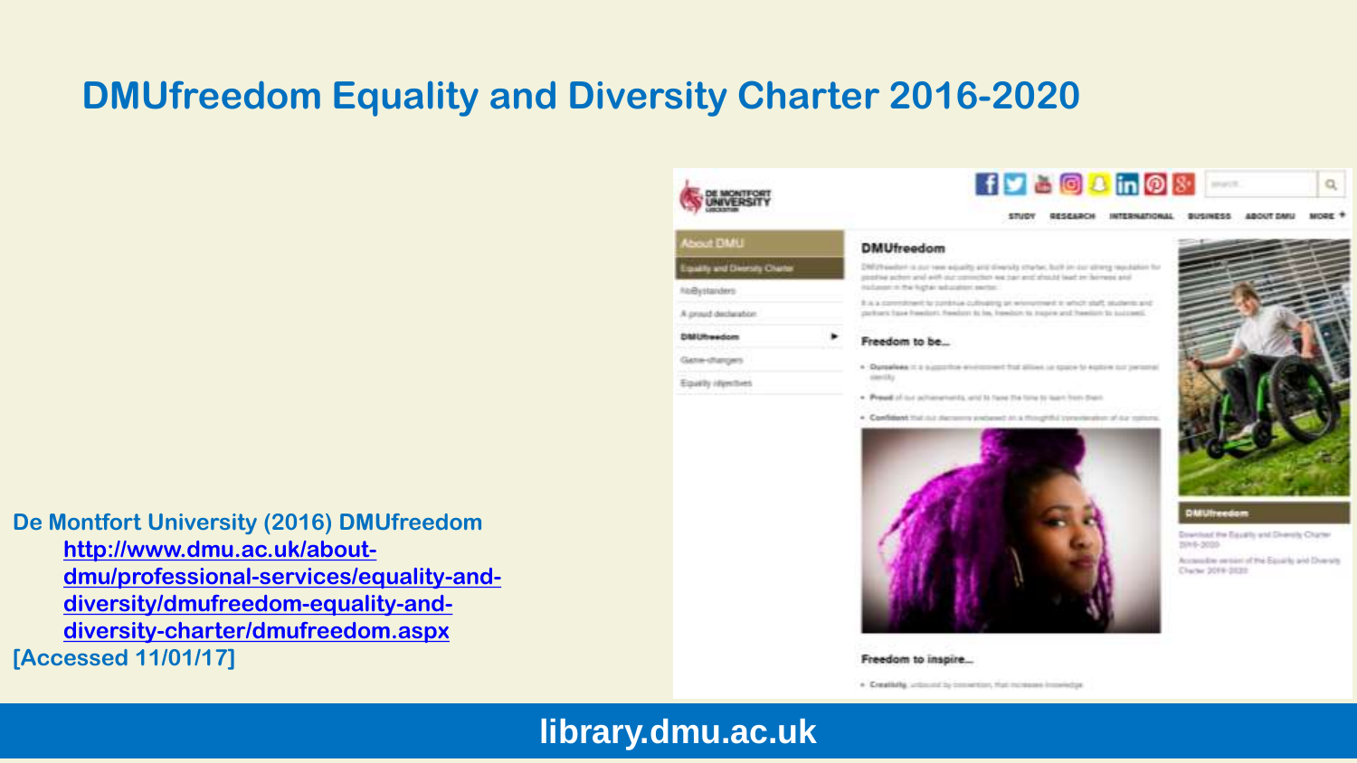# DMUfreedom Equality and Diversity Charter 2016-2020

De Montfort University (2016) DMUfreedom
[http://www.dmu.ac.uk/about-dmu/professional-services/equality-and-diversity/dmufreedom-equality-and-diversity-charter/dmufreedom.aspx](http://www.dmu.ac.uk/about-dmu/professional-services/equality-and-diversity/dmufreedom-equality-and-diversity-charter/dmufreedom.aspx)
[Accessed 11/01/17]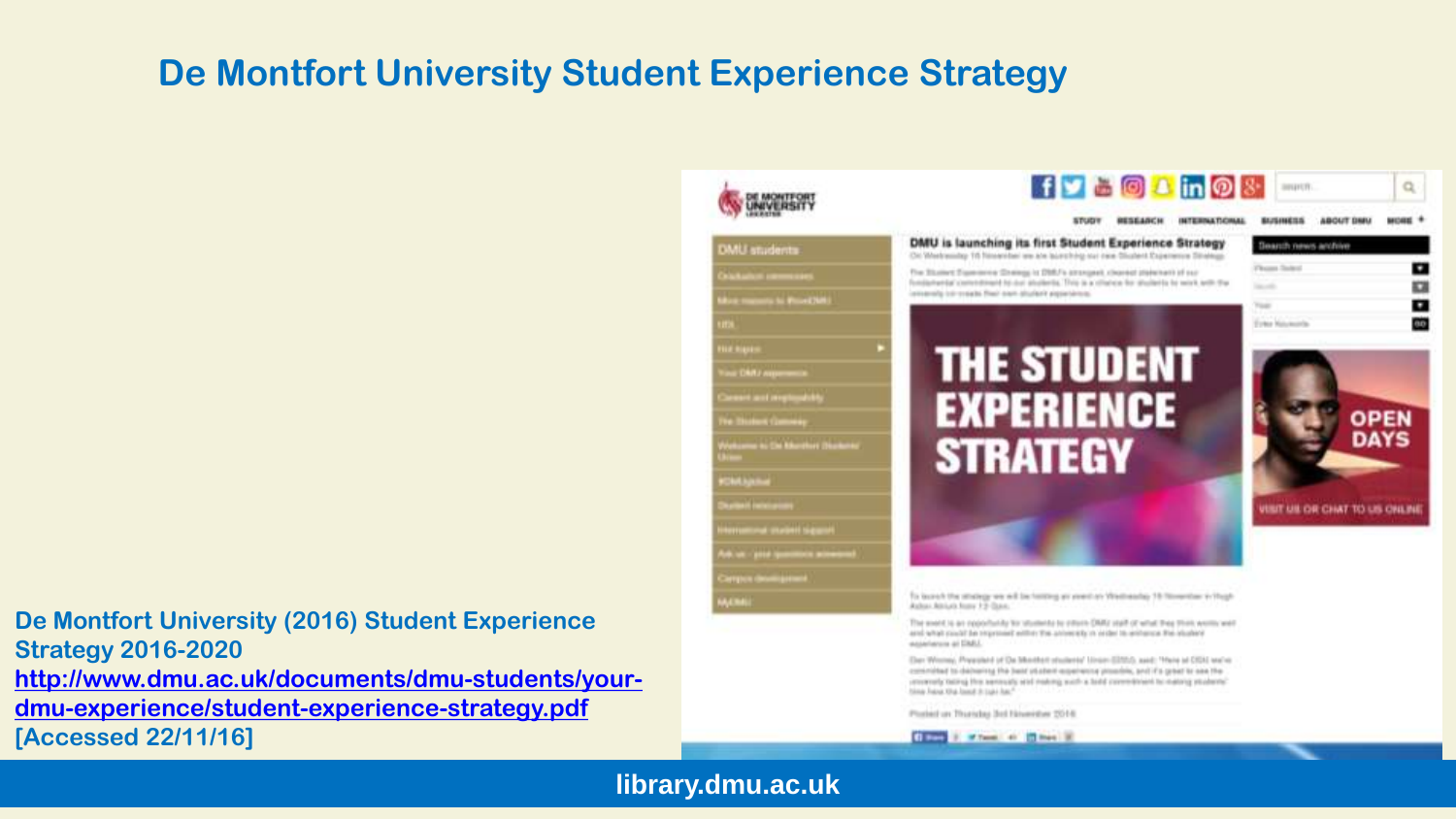# De Montfort University Student Experience Strategy

**De Montfort University (2016) Student Experience Strategy 2016-2020**
**http://www.dmu.ac.uk/documents/dmu-students/your-dmu-experience/student-experience-strategy.pdf**
**[Accessed 22/11/16]**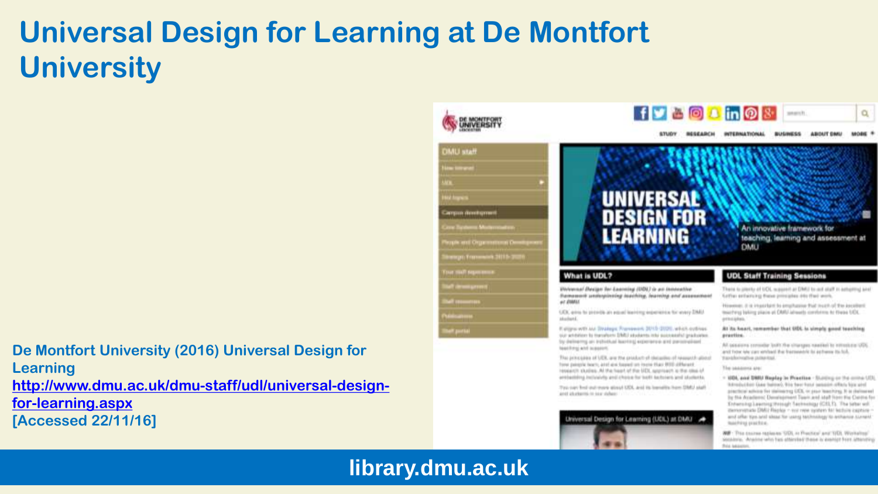# Universal Design for Learning at De Montfort University

**De Montfort University (2016) Universal Design for Learning**
**http://www.dmu.ac.uk/dmu-staff/udl/universal-design-for-learning.aspx**
**[Accessed 22/11/16]**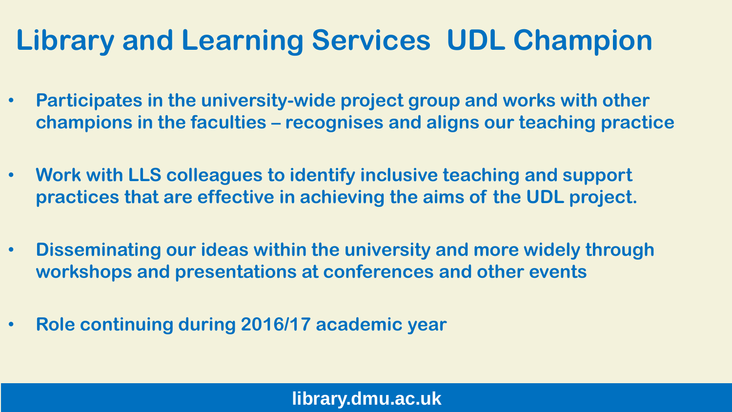# Library and Learning Services  UDL Champion

- Participates in the university-wide project group and works with other champions in the faculties – recognises and aligns our teaching practice
- Work with LLS colleagues to identify inclusive teaching and support practices that are effective in achieving the aims of the UDL project.
- Disseminating our ideas within the university and more widely through workshops and presentations at conferences and other events
- Role continuing during 2016/17 academic year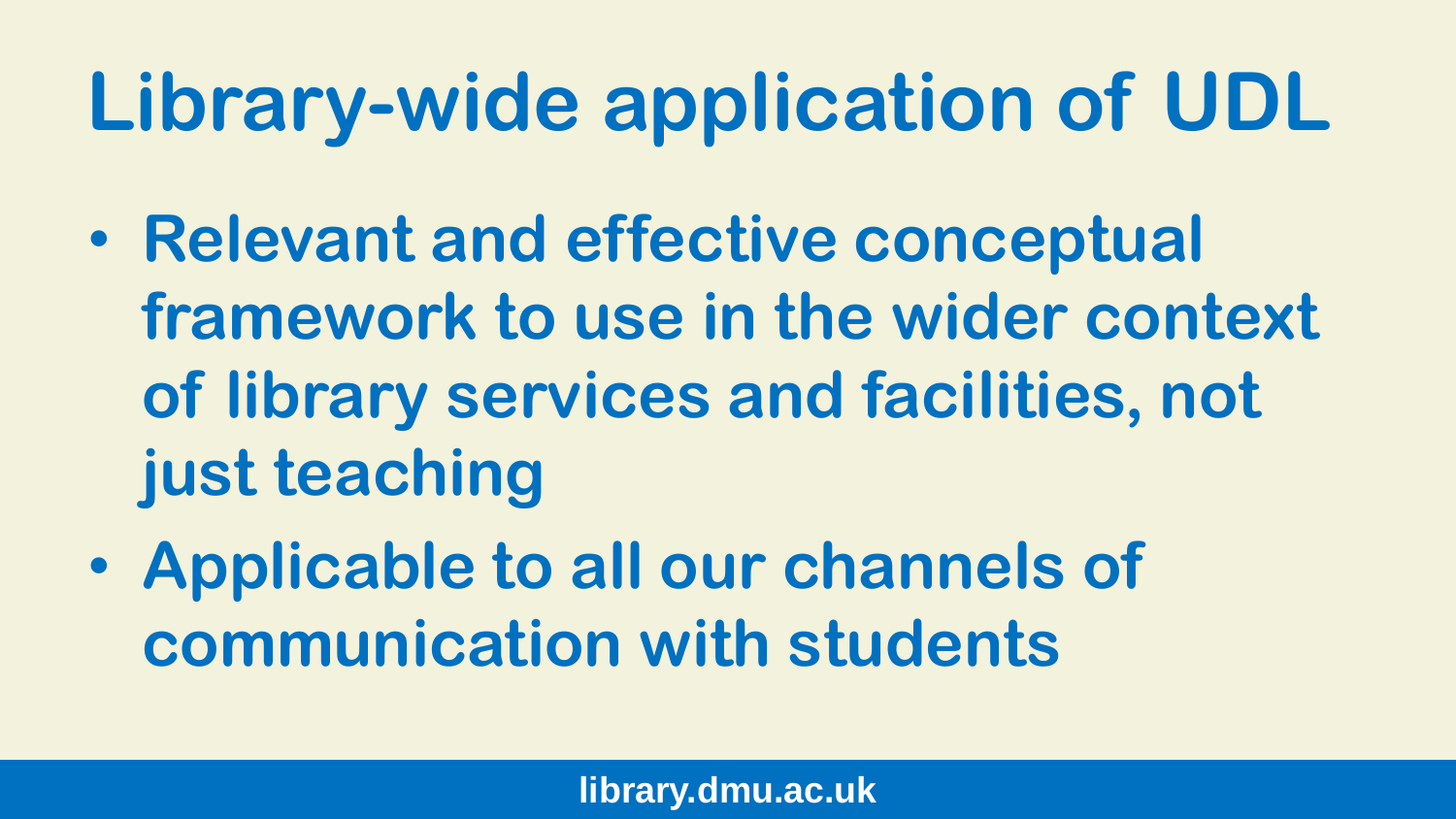# Library-wide application of UDL

- Relevant and effective conceptual framework to use in the wider context of library services and facilities, not just teaching
- Applicable to all our channels of communication with students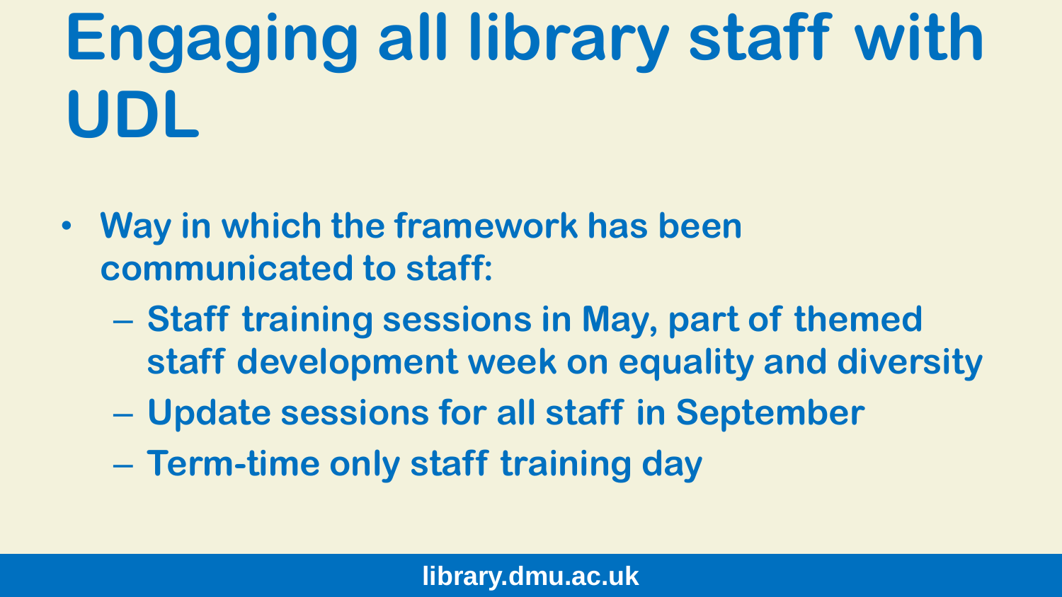# Engaging all library staff with UDL

- Way in which the framework has been communicated to staff:
  - Staff training sessions in May, part of themed staff development week on equality and diversity
  - Update sessions for all staff in September
  - Term-time only staff training day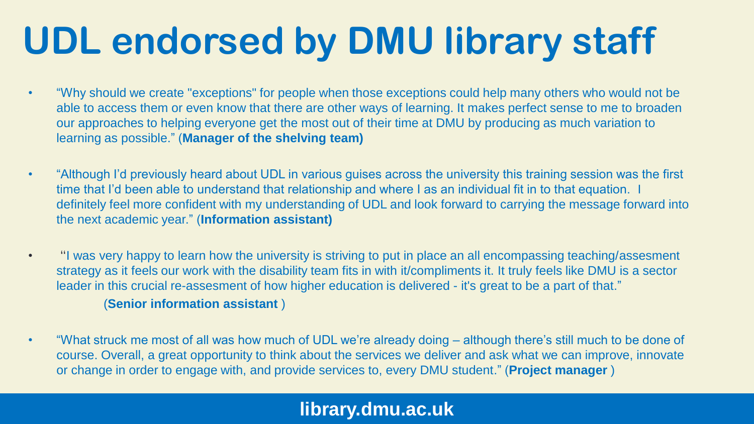# UDL endorsed by DMU library staff

- "Why should we create "exceptions" for people when those exceptions could help many others who would not be able to access them or even know that there are other ways of learning. It makes perfect sense to me to broaden our approaches to helping everyone get the most out of their time at DMU by producing as much variation to learning as possible." (**Manager of the shelving team)**
- "Although I'd previously heard about UDL in various guises across the university this training session was the first time that I'd been able to understand that relationship and where I as an individual fit in to that equation. I definitely feel more confident with my understanding of UDL and look forward to carrying the message forward into the next academic year." (**Information assistant)**
- "I was very happy to learn how the university is striving to put in place an all encompassing teaching/assesment strategy as it feels our work with the disability team fits in with it/compliments it. It truly feels like DMU is a sector leader in this crucial re-assesment of how higher education is delivered - it's great to be a part of that." (**Senior information assistant** )
- "What struck me most of all was how much of UDL we're already doing – although there's still much to be done of course. Overall, a great opportunity to think about the services we deliver and ask what we can improve, innovate or change in order to engage with, and provide services to, every DMU student." (**Project manager** )

**library.dmu.ac.uk**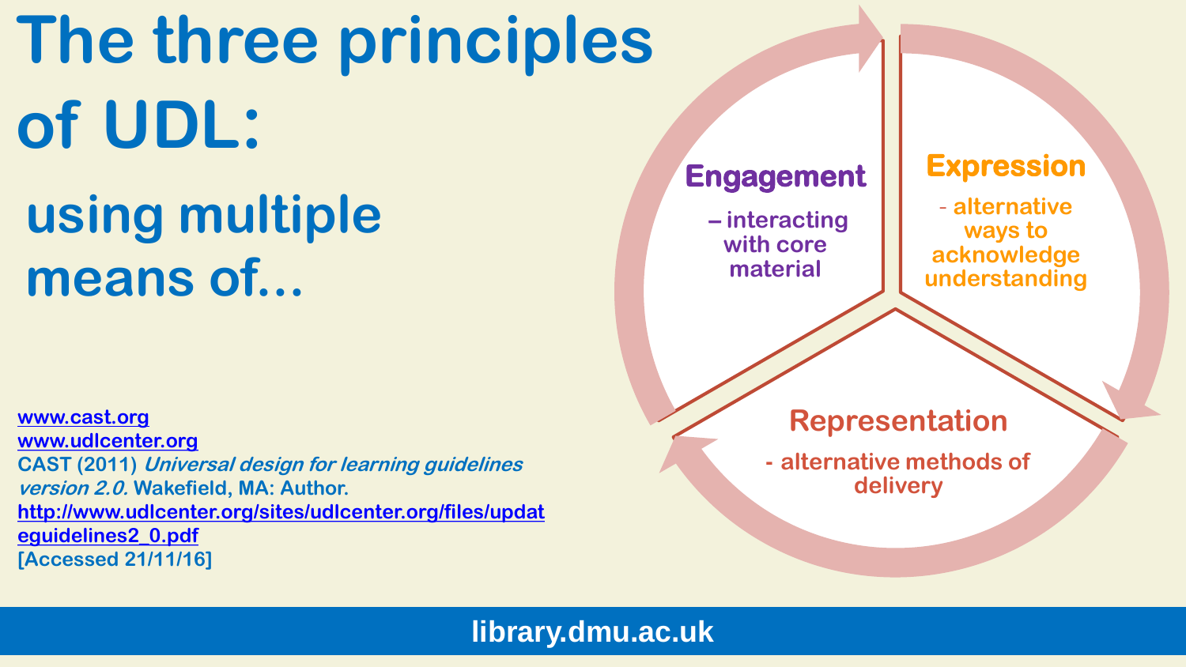# The three principles of UDL:

## using multiple means of...

**Engagement** – interacting with core material

**Expression** - alternative ways to acknowledge understanding

**Representation** - alternative methods of delivery

[www.cast.org](http://www.cast.org)
[www.udlcenter.org](http://www.udlcenter.org)
CAST (2011) *Universal design for learning guidelines version 2.0.* Wakefield, MA: Author.
[http://www.udlcenter.org/sites/udlcenter.org/files/updateguidelines2_0.pdf](http://www.udlcenter.org/sites/udlcenter.org/files/updateguidelines2_0.pdf)
[Accessed 21/11/16]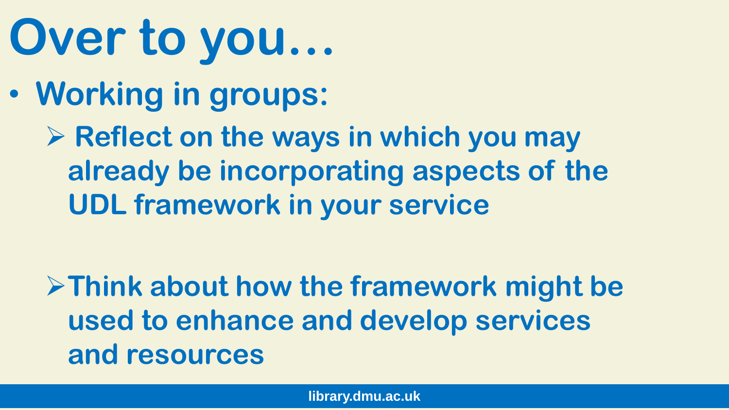# Over to you…

- **Working in groups:**
  - **Reflect on the ways in which you may already be incorporating aspects of the UDL framework in your service**
  - **Think about how the framework might be used to enhance and develop services and resources**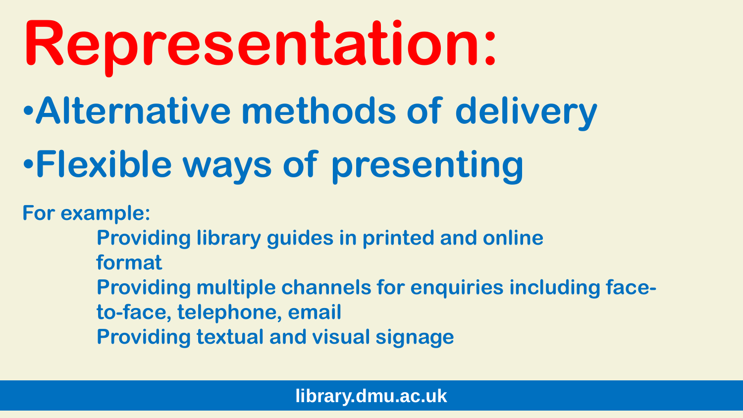# Representation:

- **Alternative methods of delivery**
- **Flexible ways of presenting**

**For example:**

**Providing library guides in printed and online format**

**Providing multiple channels for enquiries including face-to-face, telephone, email**

**Providing textual and visual signage**

library.dmu.ac.uk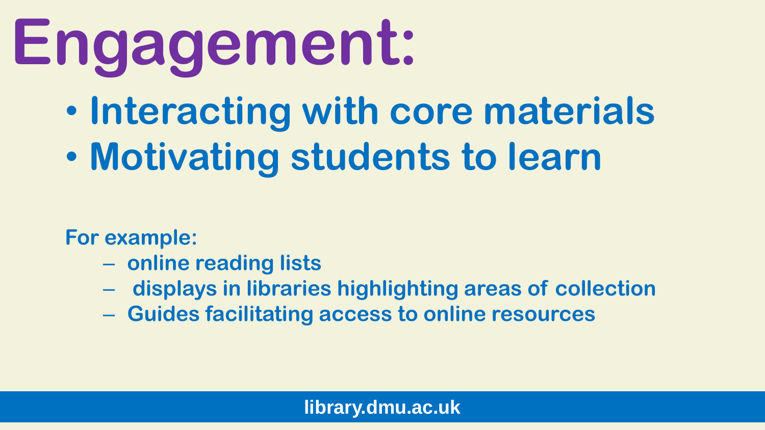# Engagement:

- **Interacting with core materials**
- **Motivating students to learn**

**For example:**

- **online reading lists**
- **displays in libraries highlighting areas of collection**
- **Guides facilitating access to online resources**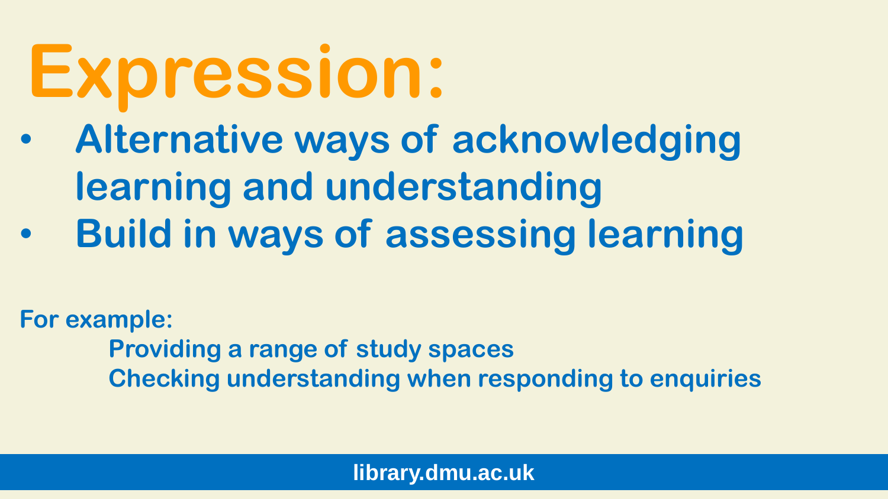# Expression:

- Alternative ways of acknowledging learning and understanding
- Build in ways of assessing learning

**For example:**

Providing a range of study spaces
Checking understanding when responding to enquiries

library.dmu.ac.uk